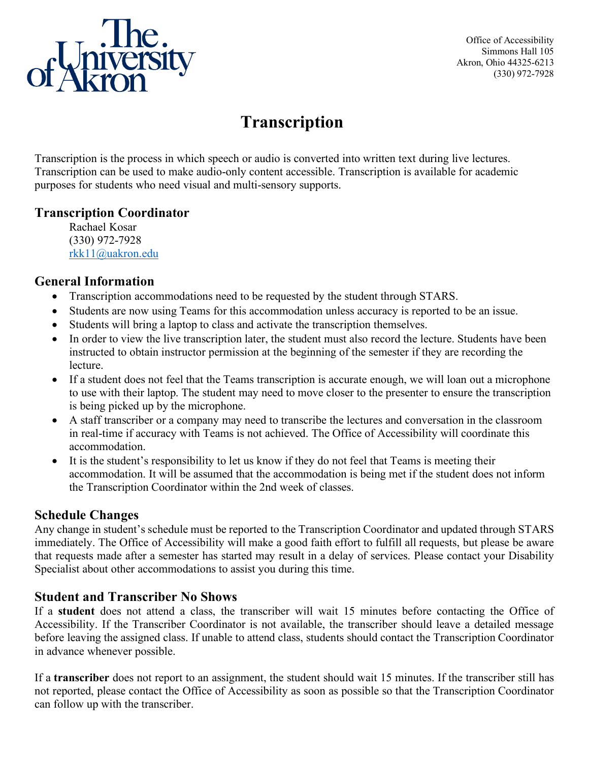The University of Akron

Office of Accessibility
Simmons Hall 105
Akron, Ohio 44325-6213
(330) 972-7928

# Transcription

Transcription is the process in which speech or audio is converted into written text during live lectures. Transcription can be used to make audio-only content accessible. Transcription is available for academic purposes for students who need visual and multi-sensory supports.

## Transcription Coordinator

Rachael Kosar
(330) 972-7928
rkk11@uakron.edu

## General Information

- Transcription accommodations need to be requested by the student through STARS.
- Students are now using Teams for this accommodation unless accuracy is reported to be an issue.
- Students will bring a laptop to class and activate the transcription themselves.
- In order to view the live transcription later, the student must also record the lecture. Students have been instructed to obtain instructor permission at the beginning of the semester if they are recording the lecture.
- If a student does not feel that the Teams transcription is accurate enough, we will loan out a microphone to use with their laptop. The student may need to move closer to the presenter to ensure the transcription is being picked up by the microphone.
- A staff transcriber or a company may need to transcribe the lectures and conversation in the classroom in real-time if accuracy with Teams is not achieved. The Office of Accessibility will coordinate this accommodation.
- It is the student's responsibility to let us know if they do not feel that Teams is meeting their accommodation. It will be assumed that the accommodation is being met if the student does not inform the Transcription Coordinator within the 2nd week of classes.

## Schedule Changes

Any change in student's schedule must be reported to the Transcription Coordinator and updated through STARS immediately. The Office of Accessibility will make a good faith effort to fulfill all requests, but please be aware that requests made after a semester has started may result in a delay of services. Please contact your Disability Specialist about other accommodations to assist you during this time.

## Student and Transcriber No Shows

If a **student** does not attend a class, the transcriber will wait 15 minutes before contacting the Office of Accessibility. If the Transcriber Coordinator is not available, the transcriber should leave a detailed message before leaving the assigned class. If unable to attend class, students should contact the Transcription Coordinator in advance whenever possible.

If a **transcriber** does not report to an assignment, the student should wait 15 minutes. If the transcriber still has not reported, please contact the Office of Accessibility as soon as possible so that the Transcription Coordinator can follow up with the transcriber.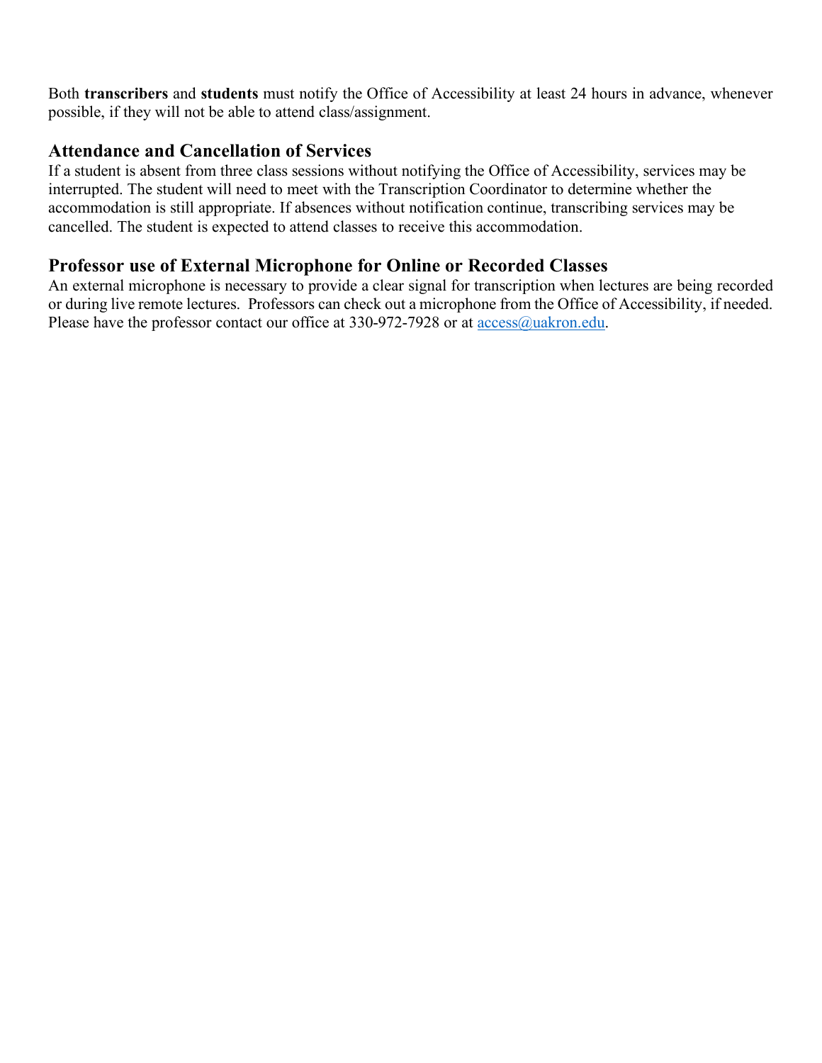Both **transcribers** and **students** must notify the Office of Accessibility at least 24 hours in advance, whenever possible, if they will not be able to attend class/assignment.

## Attendance and Cancellation of Services

If a student is absent from three class sessions without notifying the Office of Accessibility, services may be interrupted. The student will need to meet with the Transcription Coordinator to determine whether the accommodation is still appropriate. If absences without notification continue, transcribing services may be cancelled. The student is expected to attend classes to receive this accommodation.

## Professor use of External Microphone for Online or Recorded Classes

An external microphone is necessary to provide a clear signal for transcription when lectures are being recorded or during live remote lectures. Professors can check out a microphone from the Office of Accessibility, if needed. Please have the professor contact our office at 330-972-7928 or at access@uakron.edu.